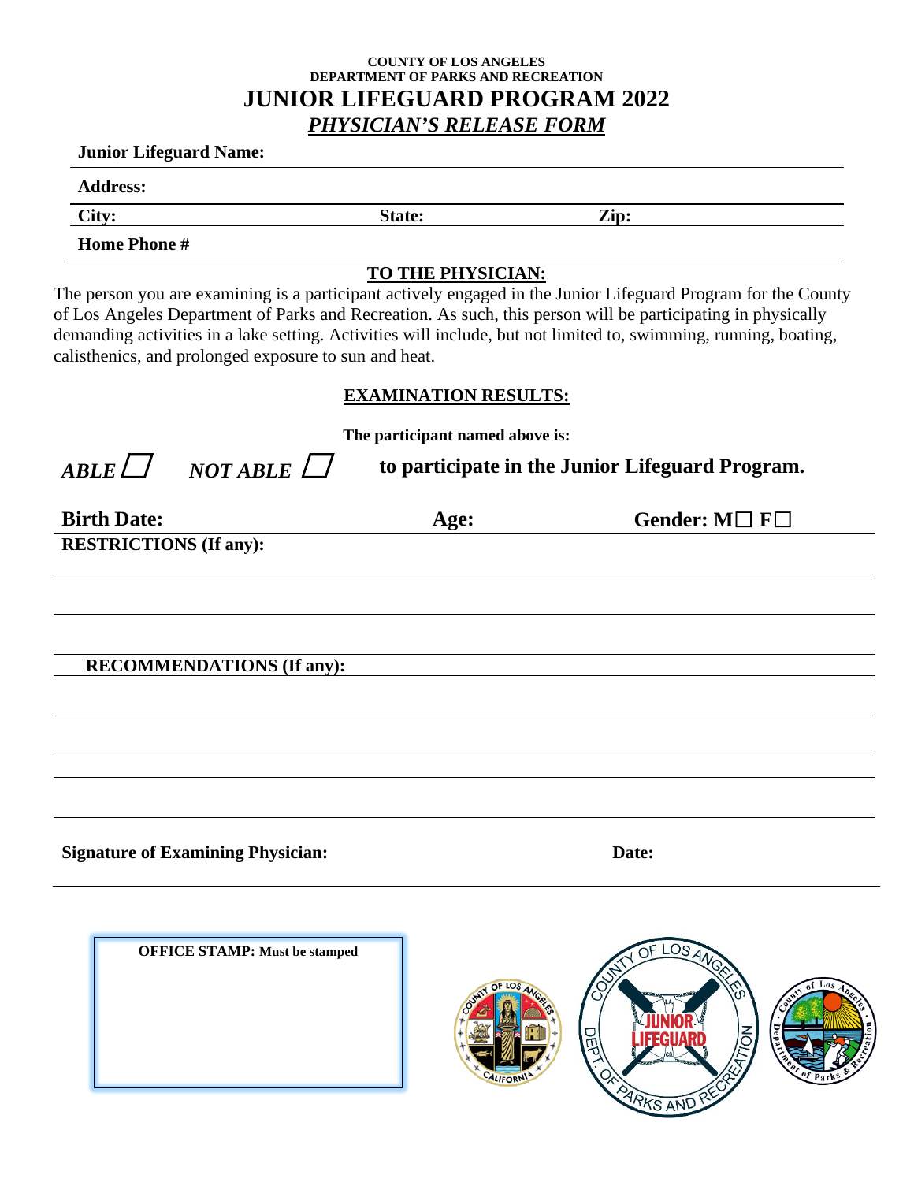**COUNTY OF LOS ANGELES**
**DEPARTMENT OF PARKS AND RECREATION**

# JUNIOR LIFEGUARD PROGRAM 2022

## *PHYSICIAN'S RELEASE FORM*

**Junior Lifeguard Name:**

**Address:**

**City:** **State:** **Zip:**

**Home Phone #**

**TO THE PHYSICIAN:**

The person you are examining is a participant actively engaged in the Junior Lifeguard Program for the County of Los Angeles Department of Parks and Recreation. As such, this person will be participating in physically demanding activities in a lake setting. Activities will include, but not limited to, swimming, running, boating, calisthenics, and prolonged exposure to sun and heat.

**EXAMINATION RESULTS:**

**The participant named above is:**

***ABLE*** ☐ ***NOT ABLE*** ☐ **to participate in the Junior Lifeguard Program.**

**Birth Date:** **Age:** **Gender: M☐ F☐**

**RESTRICTIONS (If any):**

**RECOMMENDATIONS (If any):**

**Signature of Examining Physician:** **Date:**

**OFFICE STAMP: Must be stamped**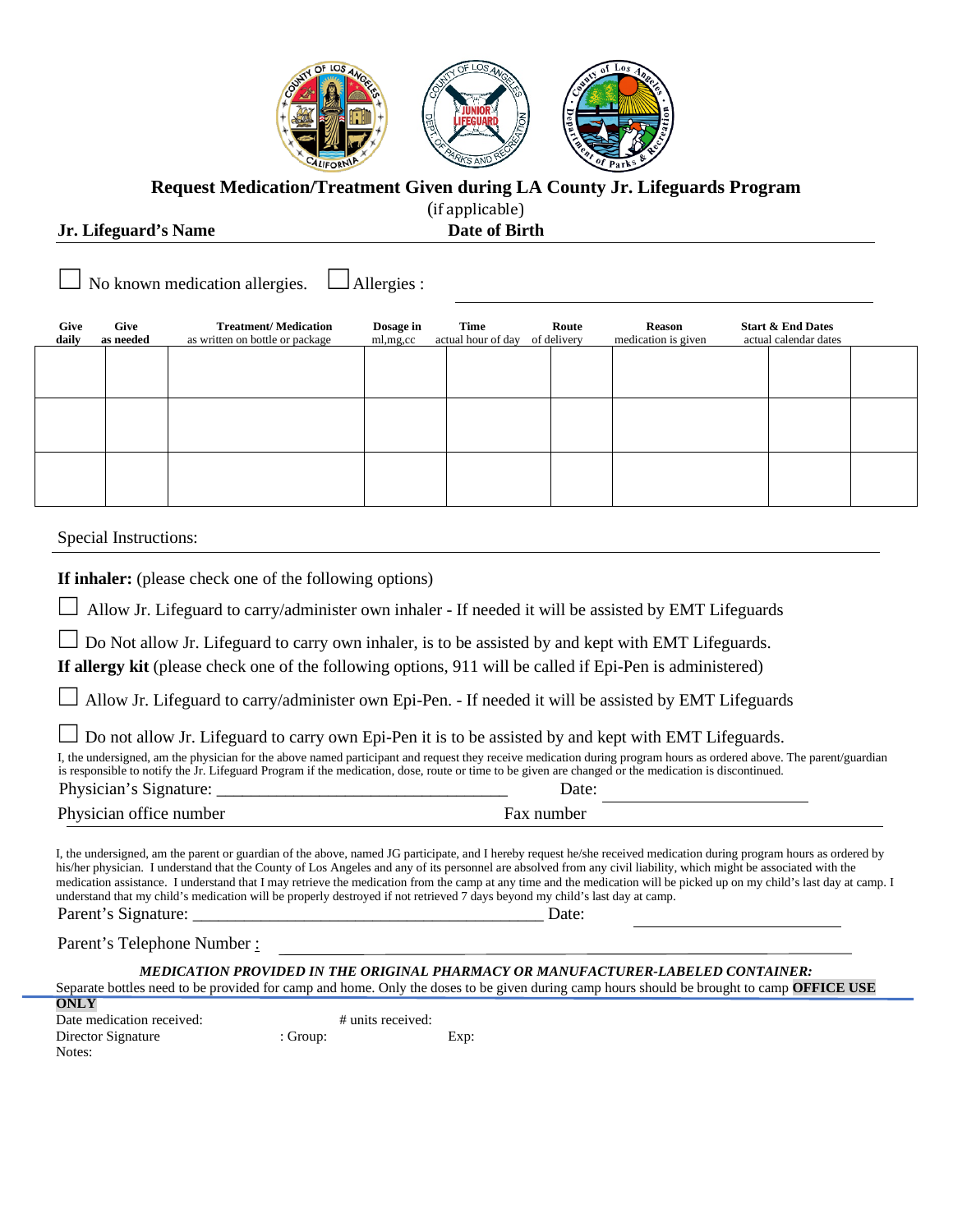## Request Medication/Treatment Given during LA County Jr. Lifeguards Program

(if applicable)

**Jr. Lifeguard's Name** **Date of Birth**

☐ No known medication allergies. ☐ Allergies :

| Give daily | Give as needed | Treatment/ Medication as written on bottle or package | Dosage in ml,mg,cc | Time actual hour of day | Route of delivery | Reason medication is given | Start & End Dates actual calendar dates | |
|---|---|---|---|---|---|---|---|---|
| | | | | | | | | |
| | | | | | | | | |
| | | | | | | | | |

Special Instructions:

**If inhaler:** (please check one of the following options)

☐ Allow Jr. Lifeguard to carry/administer own inhaler - If needed it will be assisted by EMT Lifeguards

☐ Do Not allow Jr. Lifeguard to carry own inhaler, is to be assisted by and kept with EMT Lifeguards.

**If allergy kit** (please check one of the following options, 911 will be called if Epi-Pen is administered)

☐ Allow Jr. Lifeguard to carry/administer own Epi-Pen. - If needed it will be assisted by EMT Lifeguards

☐ Do not allow Jr. Lifeguard to carry own Epi-Pen it is to be assisted by and kept with EMT Lifeguards.

I, the undersigned, am the physician for the above named participant and request they receive medication during program hours as ordered above. The parent/guardian is responsible to notify the Jr. Lifeguard Program if the medication, dose, route or time to be given are changed or the medication is discontinued.

Physician's Signature: ___________________________________ Date:

Physician office number Fax number

I, the undersigned, am the parent or guardian of the above, named JG participate, and I hereby request he/she received medication during program hours as ordered by his/her physician. I understand that the County of Los Angeles and any of its personnel are absolved from any civil liability, which might be associated with the medication assistance. I understand that I may retrieve the medication from the camp at any time and the medication will be picked up on my child's last day at camp. I understand that my child's medication will be properly destroyed if not retrieved 7 days beyond my child's last day at camp.

Parent's Signature: __________________________________________ Date:

Parent's Telephone Number :

***MEDICATION PROVIDED IN THE ORIGINAL PHARMACY OR MANUFACTURER-LABELED CONTAINER:***

Separate bottles need to be provided for camp and home. Only the doses to be given during camp hours should be brought to camp **OFFICE USE ONLY**

Date medication received: # units received:

Director Signature : Group: Exp:

Notes: